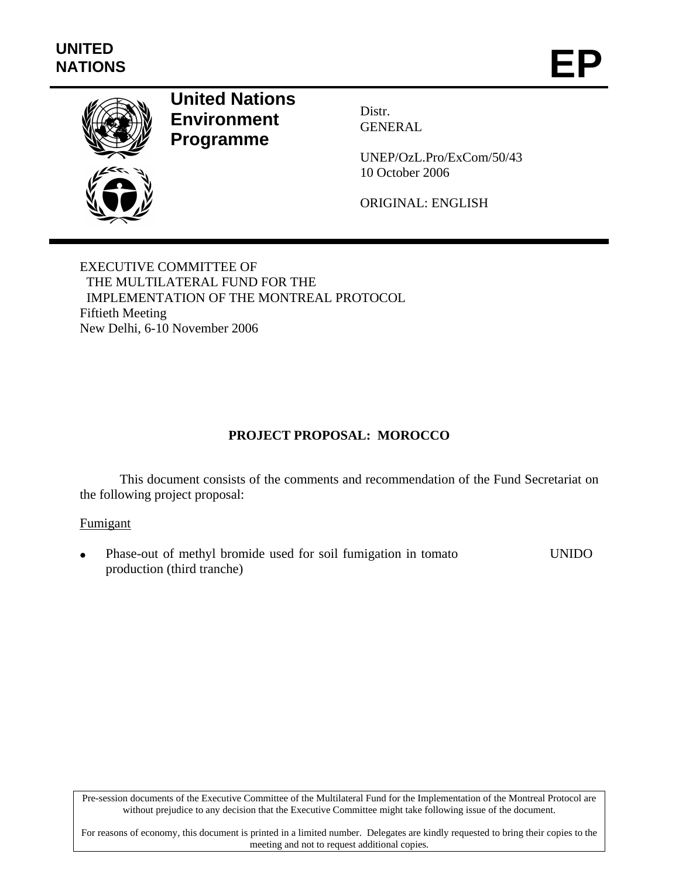UNITED NATIONS

# EP

**United Nations Environment Programme**

Distr.
GENERAL

UNEP/OzL.Pro/ExCom/50/43
10 October 2006

ORIGINAL: ENGLISH

EXECUTIVE COMMITTEE OF
THE MULTILATERAL FUND FOR THE
IMPLEMENTATION OF THE MONTREAL PROTOCOL
Fiftieth Meeting
New Delhi, 6-10 November 2006

## PROJECT PROPOSAL: MOROCCO

This document consists of the comments and recommendation of the Fund Secretariat on the following project proposal:

Fumigant

- Phase-out of methyl bromide used for soil fumigation in tomato production (third tranche) — UNIDO

Pre-session documents of the Executive Committee of the Multilateral Fund for the Implementation of the Montreal Protocol are without prejudice to any decision that the Executive Committee might take following issue of the document.

For reasons of economy, this document is printed in a limited number. Delegates are kindly requested to bring their copies to the meeting and not to request additional copies.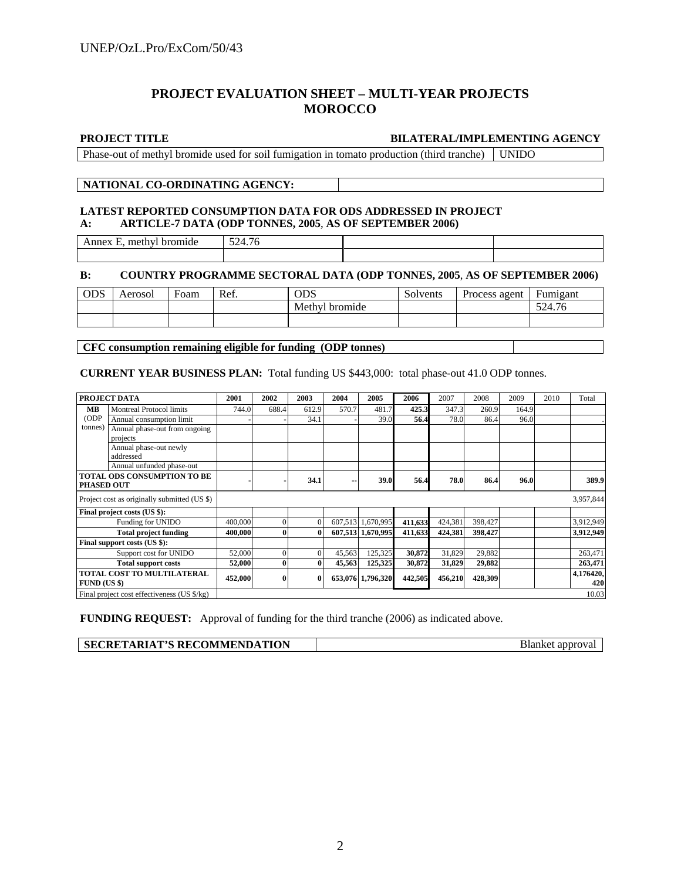# PROJECT EVALUATION SHEET – MULTI-YEAR PROJECTS
# MOROCCO

| PROJECT TITLE | BILATERAL/IMPLEMENTING AGENCY |
|---|---|
| Phase-out of methyl bromide used for soil fumigation in tomato production (third tranche) | UNIDO |

| NATIONAL CO-ORDINATING AGENCY: | |
|---|---|

**LATEST REPORTED CONSUMPTION DATA FOR ODS ADDRESSED IN PROJECT**
**A: ARTICLE-7 DATA (ODP TONNES, 2005, AS OF SEPTEMBER 2006)**

| Annex E, methyl bromide | 524.76 | | |
|---|---|---|---|
| | | | |

**B: COUNTRY PROGRAMME SECTORAL DATA (ODP TONNES, 2005, AS OF SEPTEMBER 2006)**

| ODS | Aerosol | Foam | Ref. | ODS | Solvents | Process agent | Fumigant |
|---|---|---|---|---|---|---|---|
| | | | | Methyl bromide | | | 524.76 |
| | | | | | | | |

| CFC consumption remaining eligible for funding (ODP tonnes) | |
|---|---|

**CURRENT YEAR BUSINESS PLAN:** Total funding US $443,000: total phase-out 41.0 ODP tonnes.

| PROJECT DATA | | 2001 | 2002 | 2003 | 2004 | 2005 | 2006 | 2007 | 2008 | 2009 | 2010 | Total |
|---|---|---|---|---|---|---|---|---|---|---|---|---|
| MB (ODP tonnes) | Montreal Protocol limits | 744.0 | 688.4 | 612.9 | 570.7 | 481.7 | 425.3 | 347.3 | 260.9 | 164.9 | | |
| | Annual consumption limit | - | - | 34.1 | - | 39.0 | 56.4 | 78.0 | 86.4 | 96.0 | | . |
| | Annual phase-out from ongoing projects | | | | | | | | | | | |
| | Annual phase-out newly addressed | | | | | | | | | | | |
| | Annual unfunded phase-out | | | | | | | | | | | |
| **TOTAL ODS CONSUMPTION TO BE PHASED OUT** | | **-** | **-** | **34.1** | **--** | **39.0** | **56.4** | **78.0** | **86.4** | **96.0** | | **389.9** |
| Project cost as originally submitted (US $) | | | | | | | | | | | | 3,957,844 |
| **Final project costs (US $):** | | | | | | | | | | | | |
| | Funding for UNIDO | 400,000 | 0 | 0 | 607,513 | 1,670,995 | **411,633** | 424,381 | 398,427 | | | 3,912,949 |
| | **Total project funding** | **400,000** | **0** | **0** | **607,513** | **1,670,995** | **411,633** | **424,381** | **398,427** | | | **3,912,949** |
| **Final support costs (US $):** | | | | | | | | | | | | |
| | Support cost for UNIDO | 52,000 | 0 | 0 | 45,563 | 125,325 | **30,872** | 31,829 | 29,882 | | | 263,471 |
| | **Total support costs** | **52,000** | **0** | **0** | **45,563** | **125,325** | **30,872** | **31,829** | **29,882** | | | **263,471** |
| **TOTAL COST TO MULTILATERAL FUND (US $)** | | **452,000** | **0** | **0** | **653,076** | **1,796,320** | **442,505** | **456,210** | **428,309** | | | **4,176420,420** |
| Final project cost effectiveness (US $/kg) | | | | | | | | | | | | 10.03 |

**FUNDING REQUEST:** Approval of funding for the third tranche (2006) as indicated above.

| SECRETARIAT'S RECOMMENDATION | Blanket approval |
|---|---|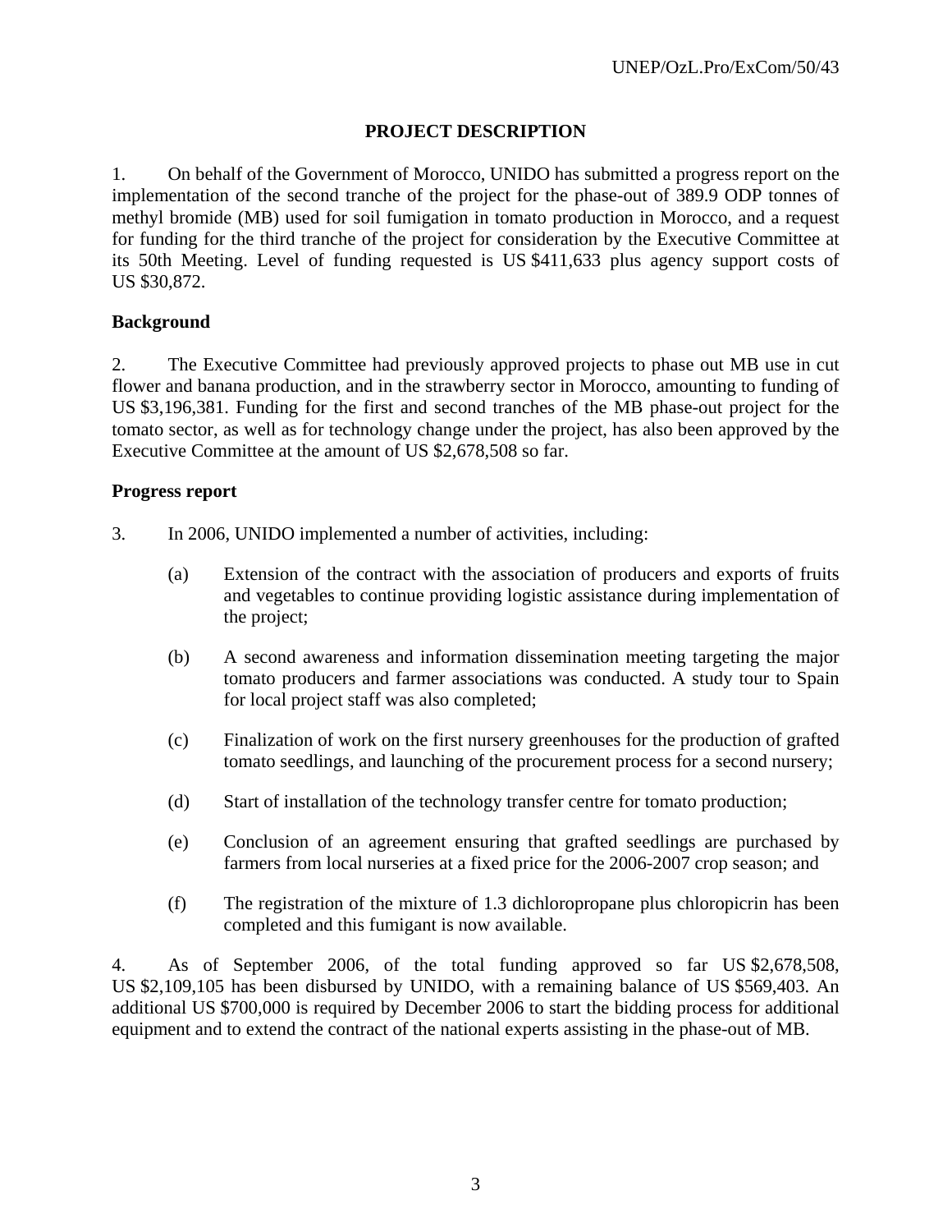## PROJECT DESCRIPTION

1. On behalf of the Government of Morocco, UNIDO has submitted a progress report on the implementation of the second tranche of the project for the phase-out of 389.9 ODP tonnes of methyl bromide (MB) used for soil fumigation in tomato production in Morocco, and a request for funding for the third tranche of the project for consideration by the Executive Committee at its 50th Meeting. Level of funding requested is US $411,633 plus agency support costs of US $30,872.

### Background

2. The Executive Committee had previously approved projects to phase out MB use in cut flower and banana production, and in the strawberry sector in Morocco, amounting to funding of US $3,196,381. Funding for the first and second tranches of the MB phase-out project for the tomato sector, as well as for technology change under the project, has also been approved by the Executive Committee at the amount of US $2,678,508 so far.

### Progress report

3. In 2006, UNIDO implemented a number of activities, including:

   (a) Extension of the contract with the association of producers and exports of fruits and vegetables to continue providing logistic assistance during implementation of the project;

   (b) A second awareness and information dissemination meeting targeting the major tomato producers and farmer associations was conducted. A study tour to Spain for local project staff was also completed;

   (c) Finalization of work on the first nursery greenhouses for the production of grafted tomato seedlings, and launching of the procurement process for a second nursery;

   (d) Start of installation of the technology transfer centre for tomato production;

   (e) Conclusion of an agreement ensuring that grafted seedlings are purchased by farmers from local nurseries at a fixed price for the 2006-2007 crop season; and

   (f) The registration of the mixture of 1.3 dichloropropane plus chloropicrin has been completed and this fumigant is now available.

4. As of September 2006, of the total funding approved so far US $2,678,508, US $2,109,105 has been disbursed by UNIDO, with a remaining balance of US $569,403. An additional US $700,000 is required by December 2006 to start the bidding process for additional equipment and to extend the contract of the national experts assisting in the phase-out of MB.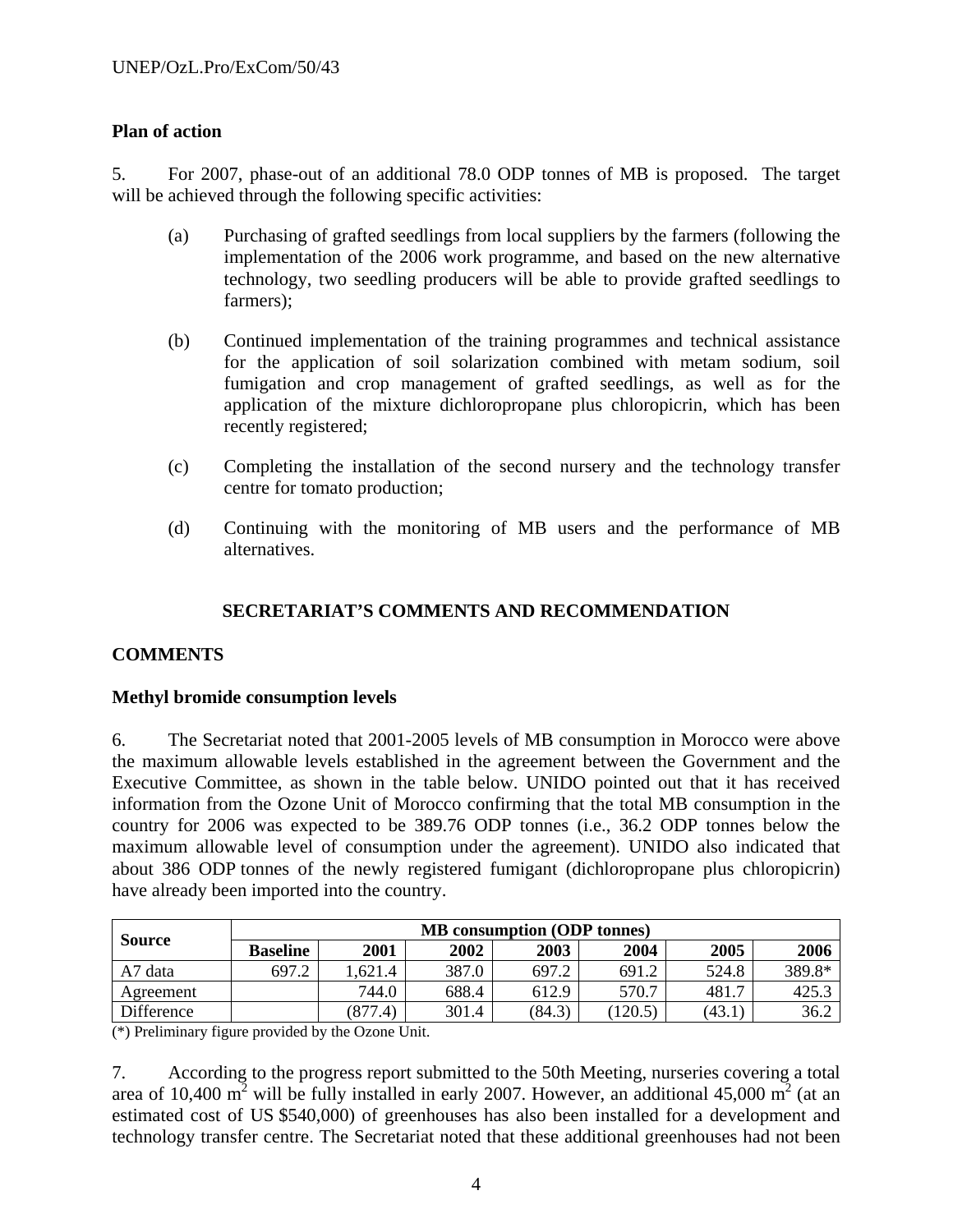**Plan of action**

5. For 2007, phase-out of an additional 78.0 ODP tonnes of MB is proposed. The target will be achieved through the following specific activities:

(a) Purchasing of grafted seedlings from local suppliers by the farmers (following the implementation of the 2006 work programme, and based on the new alternative technology, two seedling producers will be able to provide grafted seedlings to farmers);

(b) Continued implementation of the training programmes and technical assistance for the application of soil solarization combined with metam sodium, soil fumigation and crop management of grafted seedlings, as well as for the application of the mixture dichloropropane plus chloropicrin, which has been recently registered;

(c) Completing the installation of the second nursery and the technology transfer centre for tomato production;

(d) Continuing with the monitoring of MB users and the performance of MB alternatives.

## SECRETARIAT'S COMMENTS AND RECOMMENDATION

### COMMENTS

**Methyl bromide consumption levels**

6. The Secretariat noted that 2001-2005 levels of MB consumption in Morocco were above the maximum allowable levels established in the agreement between the Government and the Executive Committee, as shown in the table below. UNIDO pointed out that it has received information from the Ozone Unit of Morocco confirming that the total MB consumption in the country for 2006 was expected to be 389.76 ODP tonnes (i.e., 36.2 ODP tonnes below the maximum allowable level of consumption under the agreement). UNIDO also indicated that about 386 ODP tonnes of the newly registered fumigant (dichloropropane plus chloropicrin) have already been imported into the country.

| Source | MB consumption (ODP tonnes) | | | | | | |
|---|---|---|---|---|---|---|---|
| | Baseline | 2001 | 2002 | 2003 | 2004 | 2005 | 2006 |
| A7 data | 697.2 | 1,621.4 | 387.0 | 697.2 | 691.2 | 524.8 | 389.8* |
| Agreement | | 744.0 | 688.4 | 612.9 | 570.7 | 481.7 | 425.3 |
| Difference | | (877.4) | 301.4 | (84.3) | (120.5) | (43.1) | 36.2 |

(*) Preliminary figure provided by the Ozone Unit.

7. According to the progress report submitted to the 50th Meeting, nurseries covering a total area of 10,400 $m^2$ will be fully installed in early 2007. However, an additional 45,000 $m^2$ (at an estimated cost of US $540,000) of greenhouses has also been installed for a development and technology transfer centre. The Secretariat noted that these additional greenhouses had not been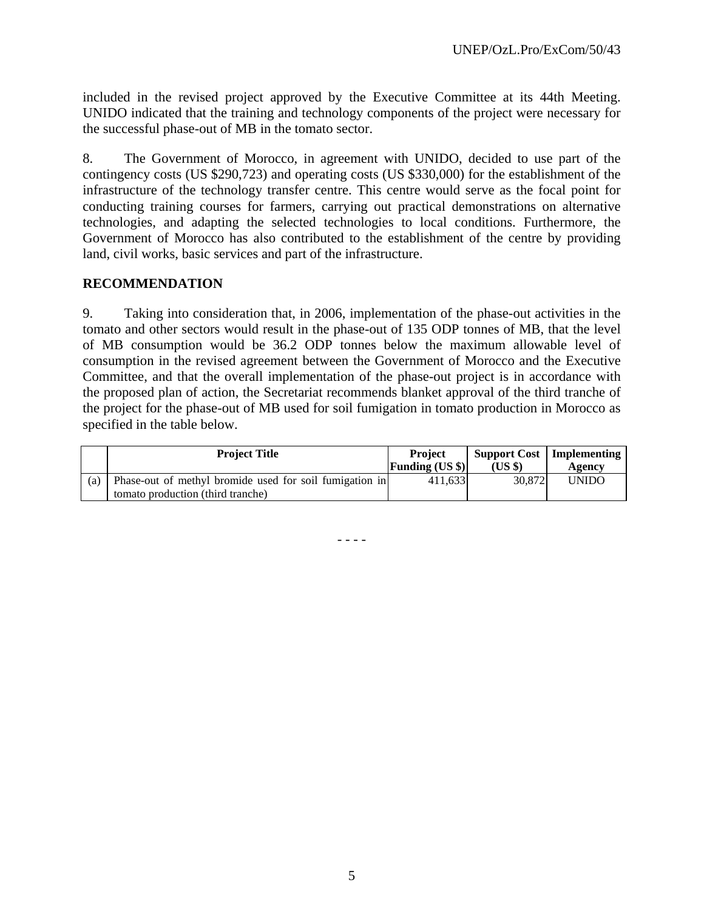included in the revised project approved by the Executive Committee at its 44th Meeting. UNIDO indicated that the training and technology components of the project were necessary for the successful phase-out of MB in the tomato sector.

8. The Government of Morocco, in agreement with UNIDO, decided to use part of the contingency costs (US $290,723) and operating costs (US $330,000) for the establishment of the infrastructure of the technology transfer centre. This centre would serve as the focal point for conducting training courses for farmers, carrying out practical demonstrations on alternative technologies, and adapting the selected technologies to local conditions. Furthermore, the Government of Morocco has also contributed to the establishment of the centre by providing land, civil works, basic services and part of the infrastructure.

**RECOMMENDATION**

9. Taking into consideration that, in 2006, implementation of the phase-out activities in the tomato and other sectors would result in the phase-out of 135 ODP tonnes of MB, that the level of MB consumption would be 36.2 ODP tonnes below the maximum allowable level of consumption in the revised agreement between the Government of Morocco and the Executive Committee, and that the overall implementation of the phase-out project is in accordance with the proposed plan of action, the Secretariat recommends blanket approval of the third tranche of the project for the phase-out of MB used for soil fumigation in tomato production in Morocco as specified in the table below.

| | Project Title | Project Funding (US $) | Support Cost (US $) | Implementing Agency |
|---|---|---|---|---|
| (a) | Phase-out of methyl bromide used for soil fumigation in tomato production (third tranche) | 411,633 | 30,872 | UNIDO |

- - - -